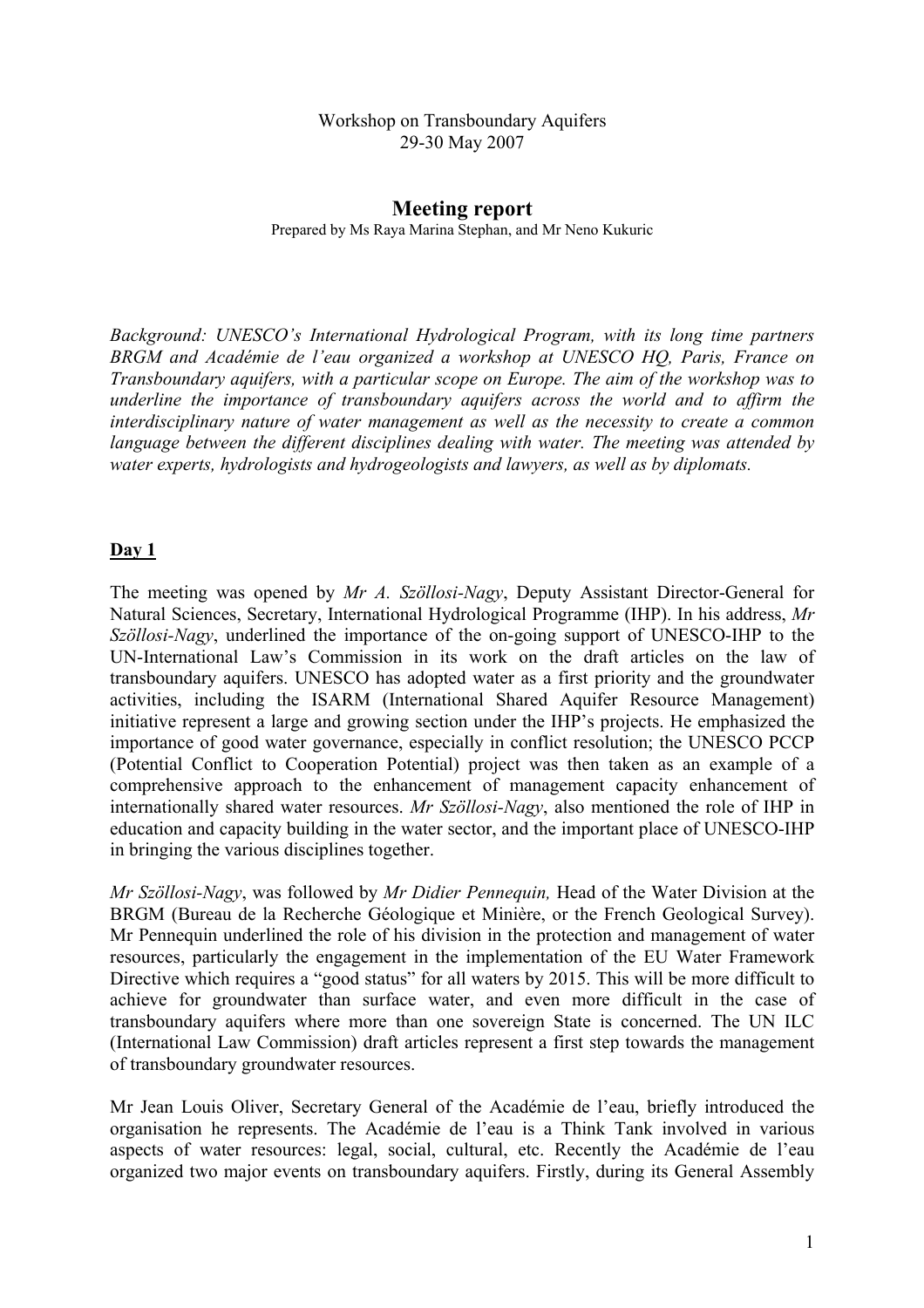Workshop on Transboundary Aquifers
29-30 May 2007

# Meeting report

Prepared by Ms Raya Marina Stephan, and Mr Neno Kukuric

*Background: UNESCO's International Hydrological Program, with its long time partners BRGM and Académie de l'eau organized a workshop at UNESCO HQ, Paris, France on Transboundary aquifers, with a particular scope on Europe. The aim of the workshop was to underline the importance of transboundary aquifers across the world and to affirm the interdisciplinary nature of water management as well as the necessity to create a common language between the different disciplines dealing with water. The meeting was attended by water experts, hydrologists and hydrogeologists and lawyers, as well as by diplomats.*

## Day 1

The meeting was opened by *Mr A. Szöllosi-Nagy*, Deputy Assistant Director-General for Natural Sciences, Secretary, International Hydrological Programme (IHP). In his address, *Mr Szöllosi-Nagy*, underlined the importance of the on-going support of UNESCO-IHP to the UN-International Law's Commission in its work on the draft articles on the law of transboundary aquifers. UNESCO has adopted water as a first priority and the groundwater activities, including the ISARM (International Shared Aquifer Resource Management) initiative represent a large and growing section under the IHP's projects. He emphasized the importance of good water governance, especially in conflict resolution; the UNESCO PCCP (Potential Conflict to Cooperation Potential) project was then taken as an example of a comprehensive approach to the enhancement of management capacity enhancement of internationally shared water resources. *Mr Szöllosi-Nagy*, also mentioned the role of IHP in education and capacity building in the water sector, and the important place of UNESCO-IHP in bringing the various disciplines together.

*Mr Szöllosi-Nagy*, was followed by *Mr Didier Pennequin,* Head of the Water Division at the BRGM (Bureau de la Recherche Géologique et Minière, or the French Geological Survey). Mr Pennequin underlined the role of his division in the protection and management of water resources, particularly the engagement in the implementation of the EU Water Framework Directive which requires a "good status" for all waters by 2015. This will be more difficult to achieve for groundwater than surface water, and even more difficult in the case of transboundary aquifers where more than one sovereign State is concerned. The UN ILC (International Law Commission) draft articles represent a first step towards the management of transboundary groundwater resources.

Mr Jean Louis Oliver, Secretary General of the Académie de l'eau, briefly introduced the organisation he represents. The Académie de l'eau is a Think Tank involved in various aspects of water resources: legal, social, cultural, etc. Recently the Académie de l'eau organized two major events on transboundary aquifers. Firstly, during its General Assembly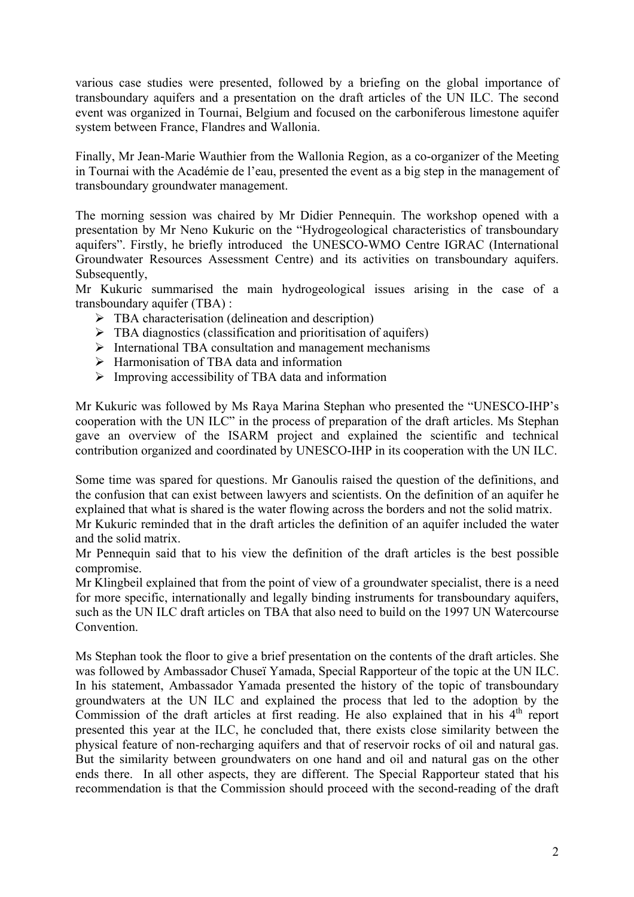various case studies were presented, followed by a briefing on the global importance of transboundary aquifers and a presentation on the draft articles of the UN ILC. The second event was organized in Tournai, Belgium and focused on the carboniferous limestone aquifer system between France, Flandres and Wallonia.

Finally, Mr Jean-Marie Wauthier from the Wallonia Region, as a co-organizer of the Meeting in Tournai with the Académie de l'eau, presented the event as a big step in the management of transboundary groundwater management.

The morning session was chaired by Mr Didier Pennequin. The workshop opened with a presentation by Mr Neno Kukuric on the "Hydrogeological characteristics of transboundary aquifers". Firstly, he briefly introduced the UNESCO-WMO Centre IGRAC (International Groundwater Resources Assessment Centre) and its activities on transboundary aquifers. Subsequently,

Mr Kukuric summarised the main hydrogeological issues arising in the case of a transboundary aquifer (TBA) :

- TBA characterisation (delineation and description)
- TBA diagnostics (classification and prioritisation of aquifers)
- International TBA consultation and management mechanisms
- Harmonisation of TBA data and information
- Improving accessibility of TBA data and information

Mr Kukuric was followed by Ms Raya Marina Stephan who presented the "UNESCO-IHP's cooperation with the UN ILC" in the process of preparation of the draft articles. Ms Stephan gave an overview of the ISARM project and explained the scientific and technical contribution organized and coordinated by UNESCO-IHP in its cooperation with the UN ILC.

Some time was spared for questions. Mr Ganoulis raised the question of the definitions, and the confusion that can exist between lawyers and scientists. On the definition of an aquifer he explained that what is shared is the water flowing across the borders and not the solid matrix.
Mr Kukuric reminded that in the draft articles the definition of an aquifer included the water and the solid matrix.
Mr Pennequin said that to his view the definition of the draft articles is the best possible compromise.
Mr Klingbeil explained that from the point of view of a groundwater specialist, there is a need for more specific, internationally and legally binding instruments for transboundary aquifers, such as the UN ILC draft articles on TBA that also need to build on the 1997 UN Watercourse Convention.

Ms Stephan took the floor to give a brief presentation on the contents of the draft articles. She was followed by Ambassador Chuseï Yamada, Special Rapporteur of the topic at the UN ILC. In his statement, Ambassador Yamada presented the history of the topic of transboundary groundwaters at the UN ILC and explained the process that led to the adoption by the Commission of the draft articles at first reading. He also explained that in his 4th report presented this year at the ILC, he concluded that, there exists close similarity between the physical feature of non-recharging aquifers and that of reservoir rocks of oil and natural gas. But the similarity between groundwaters on one hand and oil and natural gas on the other ends there. In all other aspects, they are different. The Special Rapporteur stated that his recommendation is that the Commission should proceed with the second-reading of the draft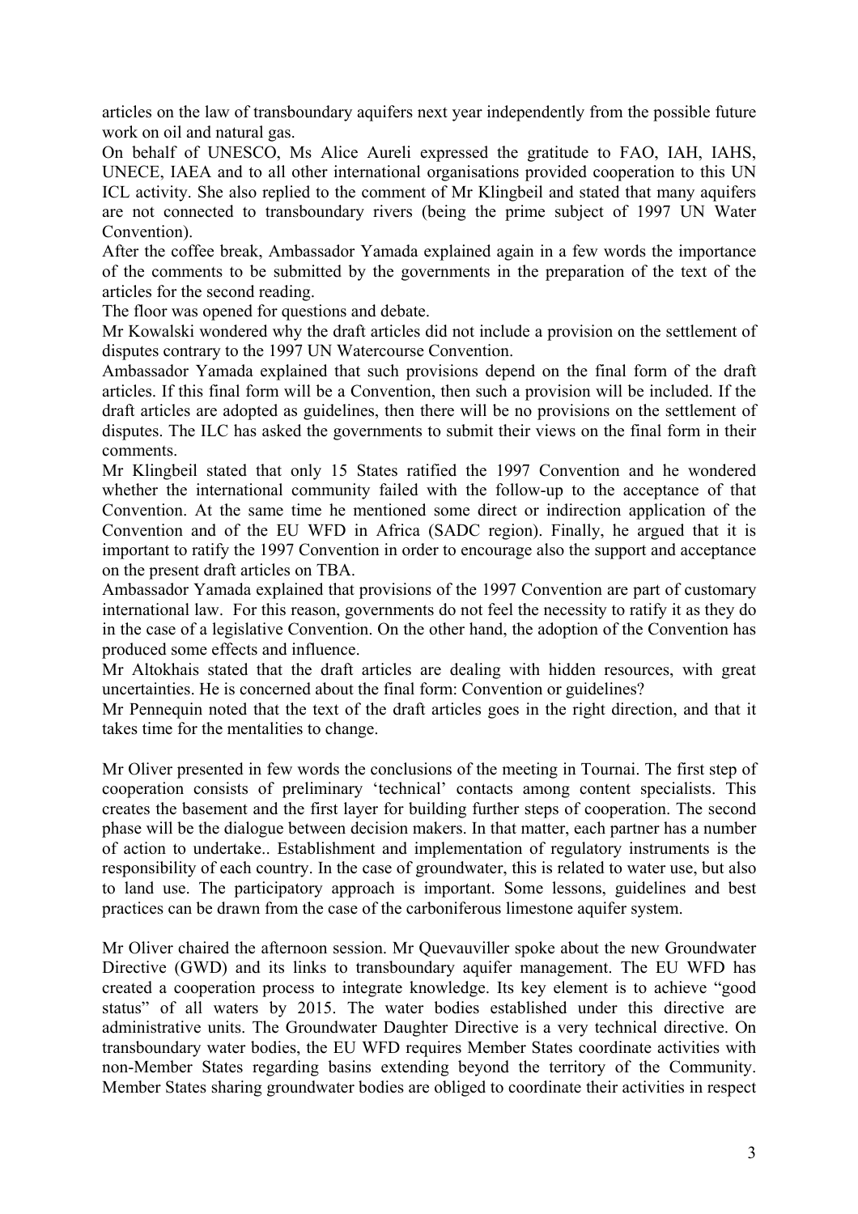articles on the law of transboundary aquifers next year independently from the possible future work on oil and natural gas.

On behalf of UNESCO, Ms Alice Aureli expressed the gratitude to FAO, IAH, IAHS, UNECE, IAEA and to all other international organisations provided cooperation to this UN ICL activity. She also replied to the comment of Mr Klingbeil and stated that many aquifers are not connected to transboundary rivers (being the prime subject of 1997 UN Water Convention).

After the coffee break, Ambassador Yamada explained again in a few words the importance of the comments to be submitted by the governments in the preparation of the text of the articles for the second reading.

The floor was opened for questions and debate.

Mr Kowalski wondered why the draft articles did not include a provision on the settlement of disputes contrary to the 1997 UN Watercourse Convention.

Ambassador Yamada explained that such provisions depend on the final form of the draft articles. If this final form will be a Convention, then such a provision will be included. If the draft articles are adopted as guidelines, then there will be no provisions on the settlement of disputes. The ILC has asked the governments to submit their views on the final form in their comments.

Mr Klingbeil stated that only 15 States ratified the 1997 Convention and he wondered whether the international community failed with the follow-up to the acceptance of that Convention. At the same time he mentioned some direct or indirection application of the Convention and of the EU WFD in Africa (SADC region). Finally, he argued that it is important to ratify the 1997 Convention in order to encourage also the support and acceptance on the present draft articles on TBA.

Ambassador Yamada explained that provisions of the 1997 Convention are part of customary international law. For this reason, governments do not feel the necessity to ratify it as they do in the case of a legislative Convention. On the other hand, the adoption of the Convention has produced some effects and influence.

Mr Altokhais stated that the draft articles are dealing with hidden resources, with great uncertainties. He is concerned about the final form: Convention or guidelines?

Mr Pennequin noted that the text of the draft articles goes in the right direction, and that it takes time for the mentalities to change.

Mr Oliver presented in few words the conclusions of the meeting in Tournai. The first step of cooperation consists of preliminary 'technical' contacts among content specialists. This creates the basement and the first layer for building further steps of cooperation. The second phase will be the dialogue between decision makers. In that matter, each partner has a number of action to undertake.. Establishment and implementation of regulatory instruments is the responsibility of each country. In the case of groundwater, this is related to water use, but also to land use. The participatory approach is important. Some lessons, guidelines and best practices can be drawn from the case of the carboniferous limestone aquifer system.

Mr Oliver chaired the afternoon session. Mr Quevauviller spoke about the new Groundwater Directive (GWD) and its links to transboundary aquifer management. The EU WFD has created a cooperation process to integrate knowledge. Its key element is to achieve "good status" of all waters by 2015. The water bodies established under this directive are administrative units. The Groundwater Daughter Directive is a very technical directive. On transboundary water bodies, the EU WFD requires Member States coordinate activities with non-Member States regarding basins extending beyond the territory of the Community. Member States sharing groundwater bodies are obliged to coordinate their activities in respect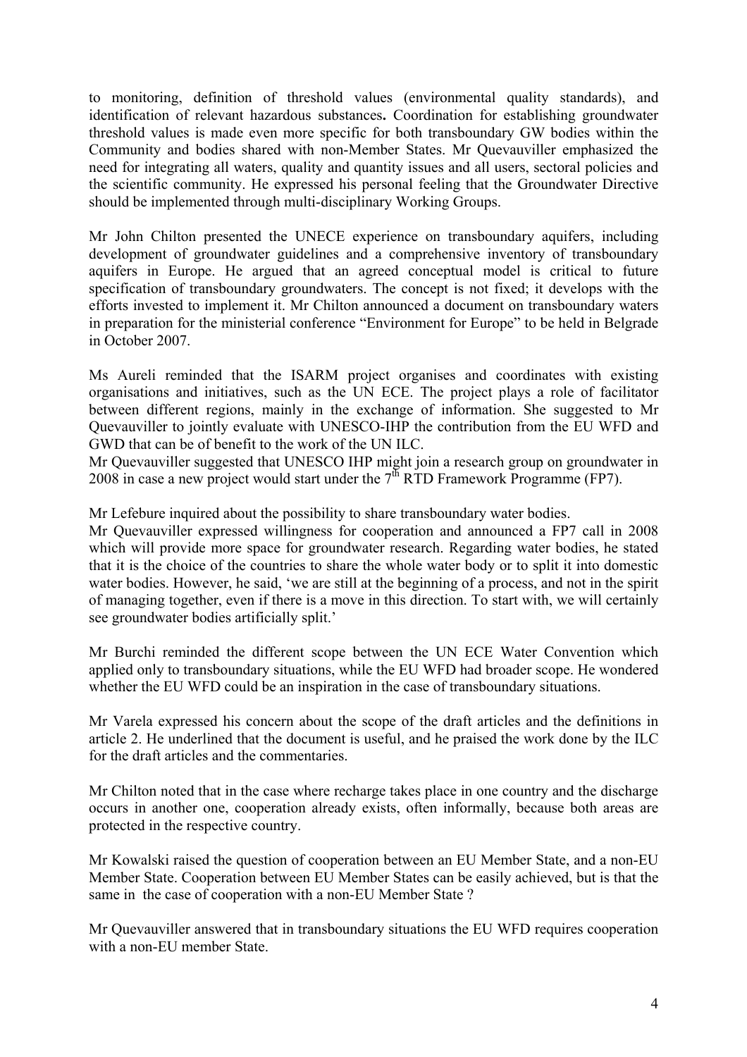to monitoring, definition of threshold values (environmental quality standards), and identification of relevant hazardous substances**.** Coordination for establishing groundwater threshold values is made even more specific for both transboundary GW bodies within the Community and bodies shared with non-Member States. Mr Quevauviller emphasized the need for integrating all waters, quality and quantity issues and all users, sectoral policies and the scientific community. He expressed his personal feeling that the Groundwater Directive should be implemented through multi-disciplinary Working Groups.

Mr John Chilton presented the UNECE experience on transboundary aquifers, including development of groundwater guidelines and a comprehensive inventory of transboundary aquifers in Europe. He argued that an agreed conceptual model is critical to future specification of transboundary groundwaters. The concept is not fixed; it develops with the efforts invested to implement it. Mr Chilton announced a document on transboundary waters in preparation for the ministerial conference "Environment for Europe" to be held in Belgrade in October 2007.

Ms Aureli reminded that the ISARM project organises and coordinates with existing organisations and initiatives, such as the UN ECE. The project plays a role of facilitator between different regions, mainly in the exchange of information. She suggested to Mr Quevauviller to jointly evaluate with UNESCO-IHP the contribution from the EU WFD and GWD that can be of benefit to the work of the UN ILC.

Mr Quevauviller suggested that UNESCO IHP might join a research group on groundwater in 2008 in case a new project would start under the 7$^{th}$ RTD Framework Programme (FP7).

Mr Lefebure inquired about the possibility to share transboundary water bodies.

Mr Quevauviller expressed willingness for cooperation and announced a FP7 call in 2008 which will provide more space for groundwater research. Regarding water bodies, he stated that it is the choice of the countries to share the whole water body or to split it into domestic water bodies. However, he said, 'we are still at the beginning of a process, and not in the spirit of managing together, even if there is a move in this direction. To start with, we will certainly see groundwater bodies artificially split.'

Mr Burchi reminded the different scope between the UN ECE Water Convention which applied only to transboundary situations, while the EU WFD had broader scope. He wondered whether the EU WFD could be an inspiration in the case of transboundary situations.

Mr Varela expressed his concern about the scope of the draft articles and the definitions in article 2. He underlined that the document is useful, and he praised the work done by the ILC for the draft articles and the commentaries.

Mr Chilton noted that in the case where recharge takes place in one country and the discharge occurs in another one, cooperation already exists, often informally, because both areas are protected in the respective country.

Mr Kowalski raised the question of cooperation between an EU Member State, and a non-EU Member State. Cooperation between EU Member States can be easily achieved, but is that the same in the case of cooperation with a non-EU Member State ?

Mr Quevauviller answered that in transboundary situations the EU WFD requires cooperation with a non-EU member State.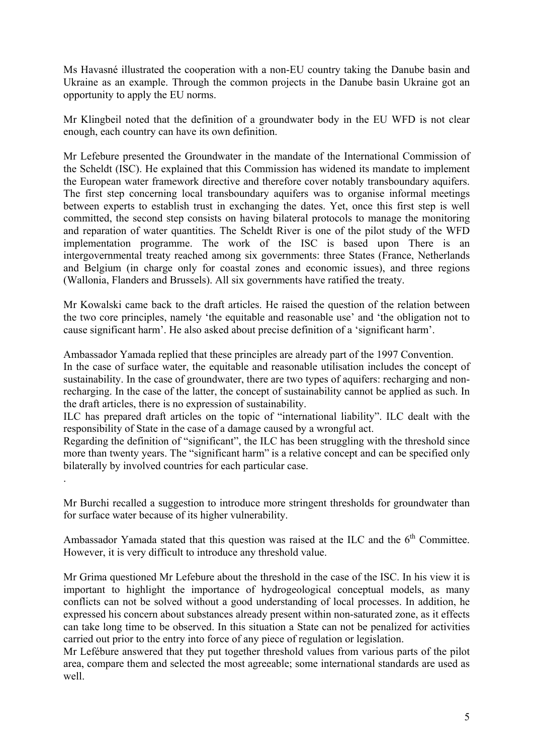Ms Havasné illustrated the cooperation with a non-EU country taking the Danube basin and Ukraine as an example. Through the common projects in the Danube basin Ukraine got an opportunity to apply the EU norms.

Mr Klingbeil noted that the definition of a groundwater body in the EU WFD is not clear enough, each country can have its own definition.

Mr Lefebure presented the Groundwater in the mandate of the International Commission of the Scheldt (ISC). He explained that this Commission has widened its mandate to implement the European water framework directive and therefore cover notably transboundary aquifers. The first step concerning local transboundary aquifers was to organise informal meetings between experts to establish trust in exchanging the dates. Yet, once this first step is well committed, the second step consists on having bilateral protocols to manage the monitoring and reparation of water quantities. The Scheldt River is one of the pilot study of the WFD implementation programme. The work of the ISC is based upon There is an intergovernmental treaty reached among six governments: three States (France, Netherlands and Belgium (in charge only for coastal zones and economic issues), and three regions (Wallonia, Flanders and Brussels). All six governments have ratified the treaty.

Mr Kowalski came back to the draft articles. He raised the question of the relation between the two core principles, namely 'the equitable and reasonable use' and 'the obligation not to cause significant harm'. He also asked about precise definition of a 'significant harm'.

Ambassador Yamada replied that these principles are already part of the 1997 Convention.
In the case of surface water, the equitable and reasonable utilisation includes the concept of sustainability. In the case of groundwater, there are two types of aquifers: recharging and non-recharging. In the case of the latter, the concept of sustainability cannot be applied as such. In the draft articles, there is no expression of sustainability.
ILC has prepared draft articles on the topic of "international liability". ILC dealt with the responsibility of State in the case of a damage caused by a wrongful act.
Regarding the definition of "significant", the ILC has been struggling with the threshold since more than twenty years. The "significant harm" is a relative concept and can be specified only bilaterally by involved countries for each particular case.
.

Mr Burchi recalled a suggestion to introduce more stringent thresholds for groundwater than for surface water because of its higher vulnerability.

Ambassador Yamada stated that this question was raised at the ILC and the 6th Committee. However, it is very difficult to introduce any threshold value.

Mr Grima questioned Mr Lefebure about the threshold in the case of the ISC. In his view it is important to highlight the importance of hydrogeological conceptual models, as many conflicts can not be solved without a good understanding of local processes. In addition, he expressed his concern about substances already present within non-saturated zone, as it effects can take long time to be observed. In this situation a State can not be penalized for activities carried out prior to the entry into force of any piece of regulation or legislation.
Mr Lefébure answered that they put together threshold values from various parts of the pilot area, compare them and selected the most agreeable; some international standards are used as well.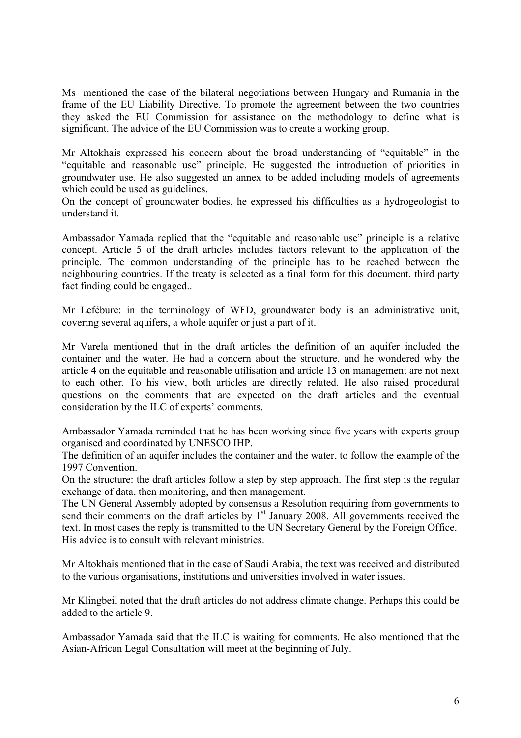Ms  mentioned the case of the bilateral negotiations between Hungary and Rumania in the frame of the EU Liability Directive. To promote the agreement between the two countries they asked the EU Commission for assistance on the methodology to define what is significant. The advice of the EU Commission was to create a working group.

Mr Altokhais expressed his concern about the broad understanding of "equitable" in the "equitable and reasonable use" principle. He suggested the introduction of priorities in groundwater use. He also suggested an annex to be added including models of agreements which could be used as guidelines.
On the concept of groundwater bodies, he expressed his difficulties as a hydrogeologist to understand it.

Ambassador Yamada replied that the "equitable and reasonable use" principle is a relative concept. Article 5 of the draft articles includes factors relevant to the application of the principle. The common understanding of the principle has to be reached between the neighbouring countries. If the treaty is selected as a final form for this document, third party fact finding could be engaged..

Mr Lefébure: in the terminology of WFD, groundwater body is an administrative unit, covering several aquifers, a whole aquifer or just a part of it.

Mr Varela mentioned that in the draft articles the definition of an aquifer included the container and the water. He had a concern about the structure, and he wondered why the article 4 on the equitable and reasonable utilisation and article 13 on management are not next to each other. To his view, both articles are directly related. He also raised procedural questions on the comments that are expected on the draft articles and the eventual consideration by the ILC of experts' comments.

Ambassador Yamada reminded that he has been working since five years with experts group organised and coordinated by UNESCO IHP.
The definition of an aquifer includes the container and the water, to follow the example of the 1997 Convention.
On the structure: the draft articles follow a step by step approach. The first step is the regular exchange of data, then monitoring, and then management.
The UN General Assembly adopted by consensus a Resolution requiring from governments to send their comments on the draft articles by 1st January 2008. All governments received the text. In most cases the reply is transmitted to the UN Secretary General by the Foreign Office. His advice is to consult with relevant ministries.

Mr Altokhais mentioned that in the case of Saudi Arabia, the text was received and distributed to the various organisations, institutions and universities involved in water issues.

Mr Klingbeil noted that the draft articles do not address climate change. Perhaps this could be added to the article 9.

Ambassador Yamada said that the ILC is waiting for comments. He also mentioned that the Asian-African Legal Consultation will meet at the beginning of July.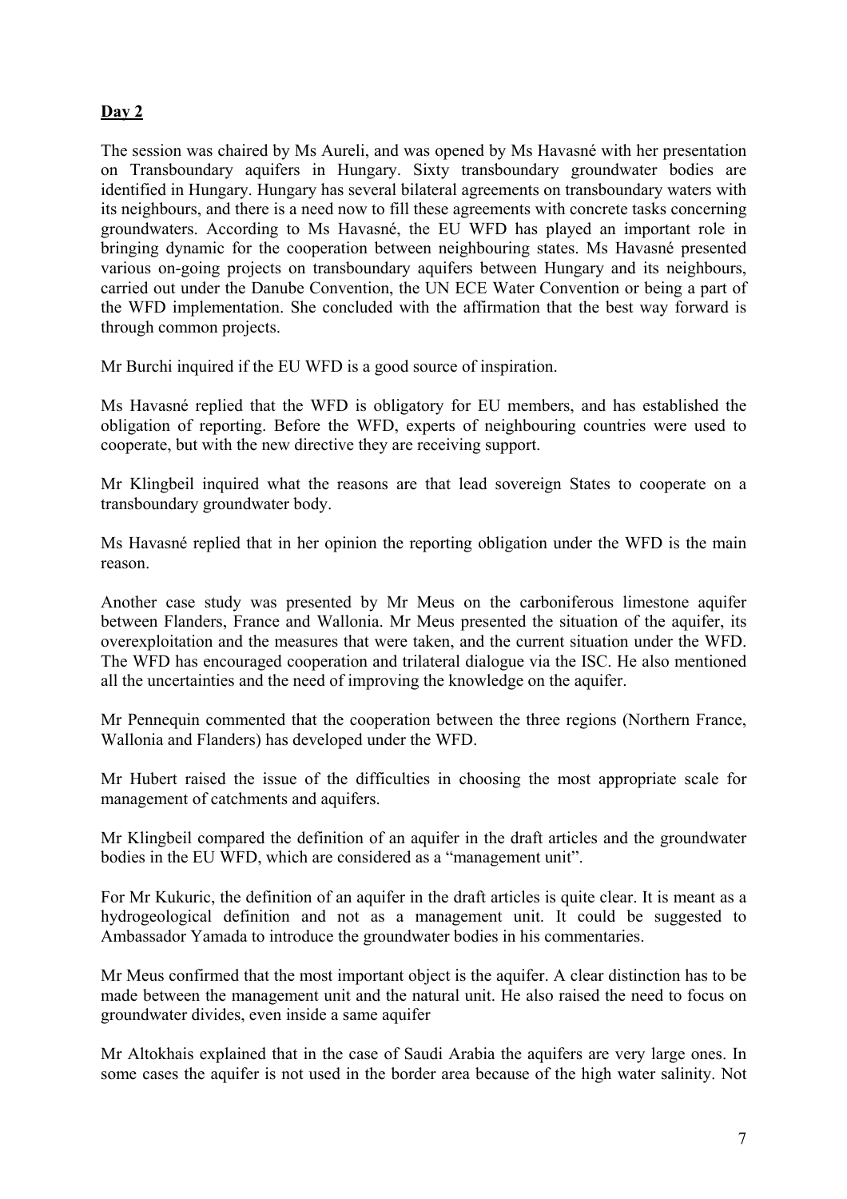**Day 2**

The session was chaired by Ms Aureli, and was opened by Ms Havasné with her presentation on Transboundary aquifers in Hungary. Sixty transboundary groundwater bodies are identified in Hungary. Hungary has several bilateral agreements on transboundary waters with its neighbours, and there is a need now to fill these agreements with concrete tasks concerning groundwaters. According to Ms Havasné, the EU WFD has played an important role in bringing dynamic for the cooperation between neighbouring states. Ms Havasné presented various on-going projects on transboundary aquifers between Hungary and its neighbours, carried out under the Danube Convention, the UN ECE Water Convention or being a part of the WFD implementation. She concluded with the affirmation that the best way forward is through common projects.

Mr Burchi inquired if the EU WFD is a good source of inspiration.

Ms Havasné replied that the WFD is obligatory for EU members, and has established the obligation of reporting. Before the WFD, experts of neighbouring countries were used to cooperate, but with the new directive they are receiving support.

Mr Klingbeil inquired what the reasons are that lead sovereign States to cooperate on a transboundary groundwater body.

Ms Havasné replied that in her opinion the reporting obligation under the WFD is the main reason.

Another case study was presented by Mr Meus on the carboniferous limestone aquifer between Flanders, France and Wallonia. Mr Meus presented the situation of the aquifer, its overexploitation and the measures that were taken, and the current situation under the WFD. The WFD has encouraged cooperation and trilateral dialogue via the ISC. He also mentioned all the uncertainties and the need of improving the knowledge on the aquifer.

Mr Pennequin commented that the cooperation between the three regions (Northern France, Wallonia and Flanders) has developed under the WFD.

Mr Hubert raised the issue of the difficulties in choosing the most appropriate scale for management of catchments and aquifers.

Mr Klingbeil compared the definition of an aquifer in the draft articles and the groundwater bodies in the EU WFD, which are considered as a "management unit".

For Mr Kukuric, the definition of an aquifer in the draft articles is quite clear. It is meant as a hydrogeological definition and not as a management unit. It could be suggested to Ambassador Yamada to introduce the groundwater bodies in his commentaries.

Mr Meus confirmed that the most important object is the aquifer. A clear distinction has to be made between the management unit and the natural unit. He also raised the need to focus on groundwater divides, even inside a same aquifer

Mr Altokhais explained that in the case of Saudi Arabia the aquifers are very large ones. In some cases the aquifer is not used in the border area because of the high water salinity. Not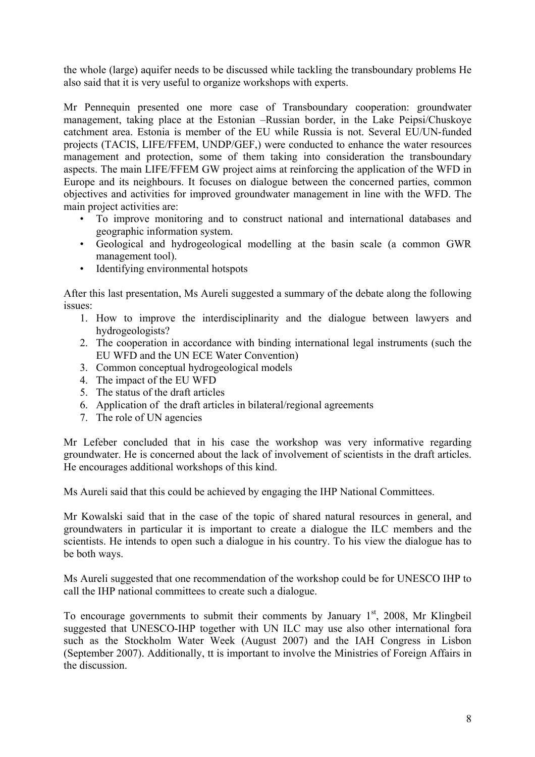the whole (large) aquifer needs to be discussed while tackling the transboundary problems He also said that it is very useful to organize workshops with experts.

Mr Pennequin presented one more case of Transboundary cooperation: groundwater management, taking place at the Estonian –Russian border, in the Lake Peipsi/Chuskoye catchment area. Estonia is member of the EU while Russia is not. Several EU/UN-funded projects (TACIS, LIFE/FFEM, UNDP/GEF,) were conducted to enhance the water resources management and protection, some of them taking into consideration the transboundary aspects. The main LIFE/FFEM GW project aims at reinforcing the application of the WFD in Europe and its neighbours. It focuses on dialogue between the concerned parties, common objectives and activities for improved groundwater management in line with the WFD. The main project activities are:

- To improve monitoring and to construct national and international databases and geographic information system.
- Geological and hydrogeological modelling at the basin scale (a common GWR management tool).
- Identifying environmental hotspots

After this last presentation, Ms Aureli suggested a summary of the debate along the following issues:

1. How to improve the interdisciplinarity and the dialogue between lawyers and hydrogeologists?
2. The cooperation in accordance with binding international legal instruments (such the EU WFD and the UN ECE Water Convention)
3. Common conceptual hydrogeological models
4. The impact of the EU WFD
5. The status of the draft articles
6. Application of the draft articles in bilateral/regional agreements
7. The role of UN agencies

Mr Lefeber concluded that in his case the workshop was very informative regarding groundwater. He is concerned about the lack of involvement of scientists in the draft articles. He encourages additional workshops of this kind.

Ms Aureli said that this could be achieved by engaging the IHP National Committees.

Mr Kowalski said that in the case of the topic of shared natural resources in general, and groundwaters in particular it is important to create a dialogue the ILC members and the scientists. He intends to open such a dialogue in his country. To his view the dialogue has to be both ways.

Ms Aureli suggested that one recommendation of the workshop could be for UNESCO IHP to call the IHP national committees to create such a dialogue.

To encourage governments to submit their comments by January 1st, 2008, Mr Klingbeil suggested that UNESCO-IHP together with UN ILC may use also other international fora such as the Stockholm Water Week (August 2007) and the IAH Congress in Lisbon (September 2007). Additionally, tt is important to involve the Ministries of Foreign Affairs in the discussion.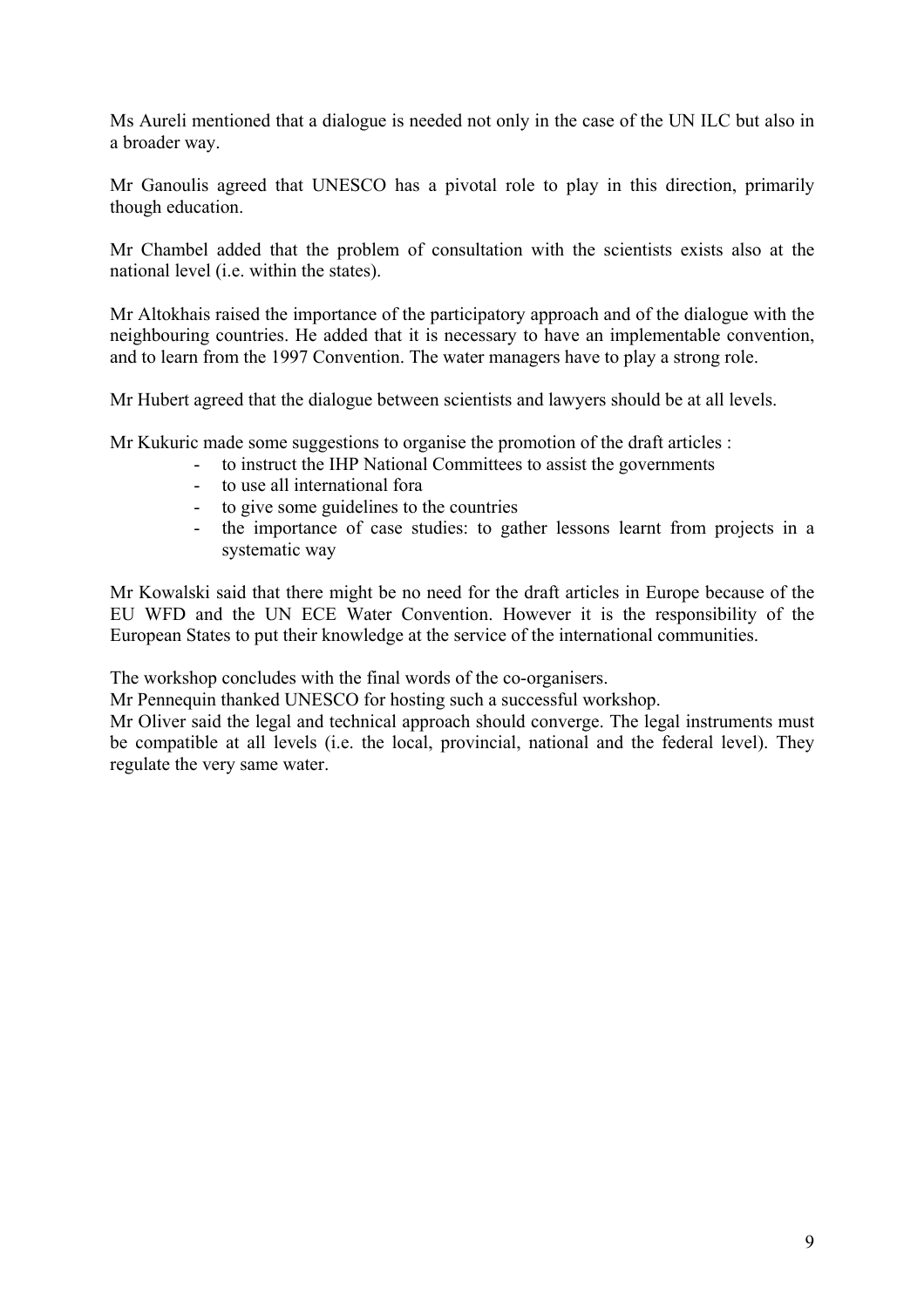Ms Aureli mentioned that a dialogue is needed not only in the case of the UN ILC but also in a broader way.

Mr Ganoulis agreed that UNESCO has a pivotal role to play in this direction, primarily though education.

Mr Chambel added that the problem of consultation with the scientists exists also at the national level (i.e. within the states).

Mr Altokhais raised the importance of the participatory approach and of the dialogue with the neighbouring countries. He added that it is necessary to have an implementable convention, and to learn from the 1997 Convention. The water managers have to play a strong role.

Mr Hubert agreed that the dialogue between scientists and lawyers should be at all levels.

Mr Kukuric made some suggestions to organise the promotion of the draft articles :

- to instruct the IHP National Committees to assist the governments
- to use all international fora
- to give some guidelines to the countries
- the importance of case studies: to gather lessons learnt from projects in a systematic way

Mr Kowalski said that there might be no need for the draft articles in Europe because of the EU WFD and the UN ECE Water Convention. However it is the responsibility of the European States to put their knowledge at the service of the international communities.

The workshop concludes with the final words of the co-organisers.

Mr Pennequin thanked UNESCO for hosting such a successful workshop.

Mr Oliver said the legal and technical approach should converge. The legal instruments must be compatible at all levels (i.e. the local, provincial, national and the federal level). They regulate the very same water.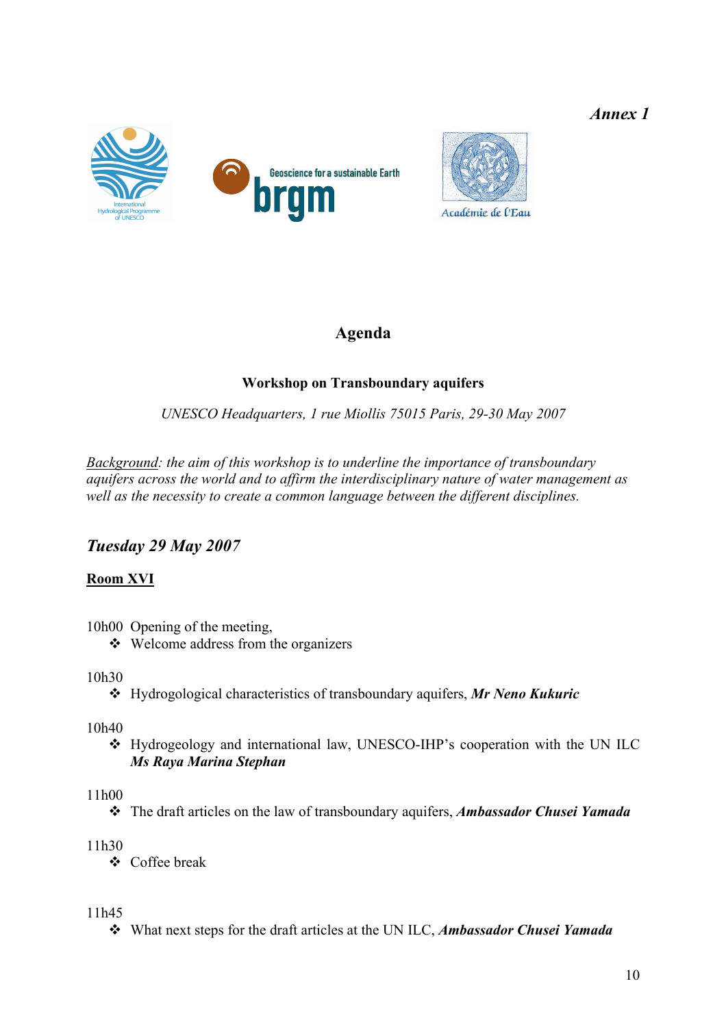*Annex 1*

## Agenda

### Workshop on Transboundary aquifers

*UNESCO Headquarters, 1 rue Miollis 75015 Paris, 29-30 May 2007*

*<u>Background</u>: the aim of this workshop is to underline the importance of transboundary aquifers across the world and to affirm the interdisciplinary nature of water management as well as the necessity to create a common language between the different disciplines.*

## *Tuesday 29 May 2007*

**<u>Room XVI</u>**

10h00 Opening of the meeting,

- Welcome address from the organizers

10h30

- Hydrogological characteristics of transboundary aquifers, ***Mr Neno Kukuric***

10h40

- Hydrogeology and international law, UNESCO-IHP's cooperation with the UN ILC ***Ms Raya Marina Stephan***

11h00

- The draft articles on the law of transboundary aquifers, ***Ambassador Chusei Yamada***

11h30

- Coffee break

11h45

- What next steps for the draft articles at the UN ILC, ***Ambassador Chusei Yamada***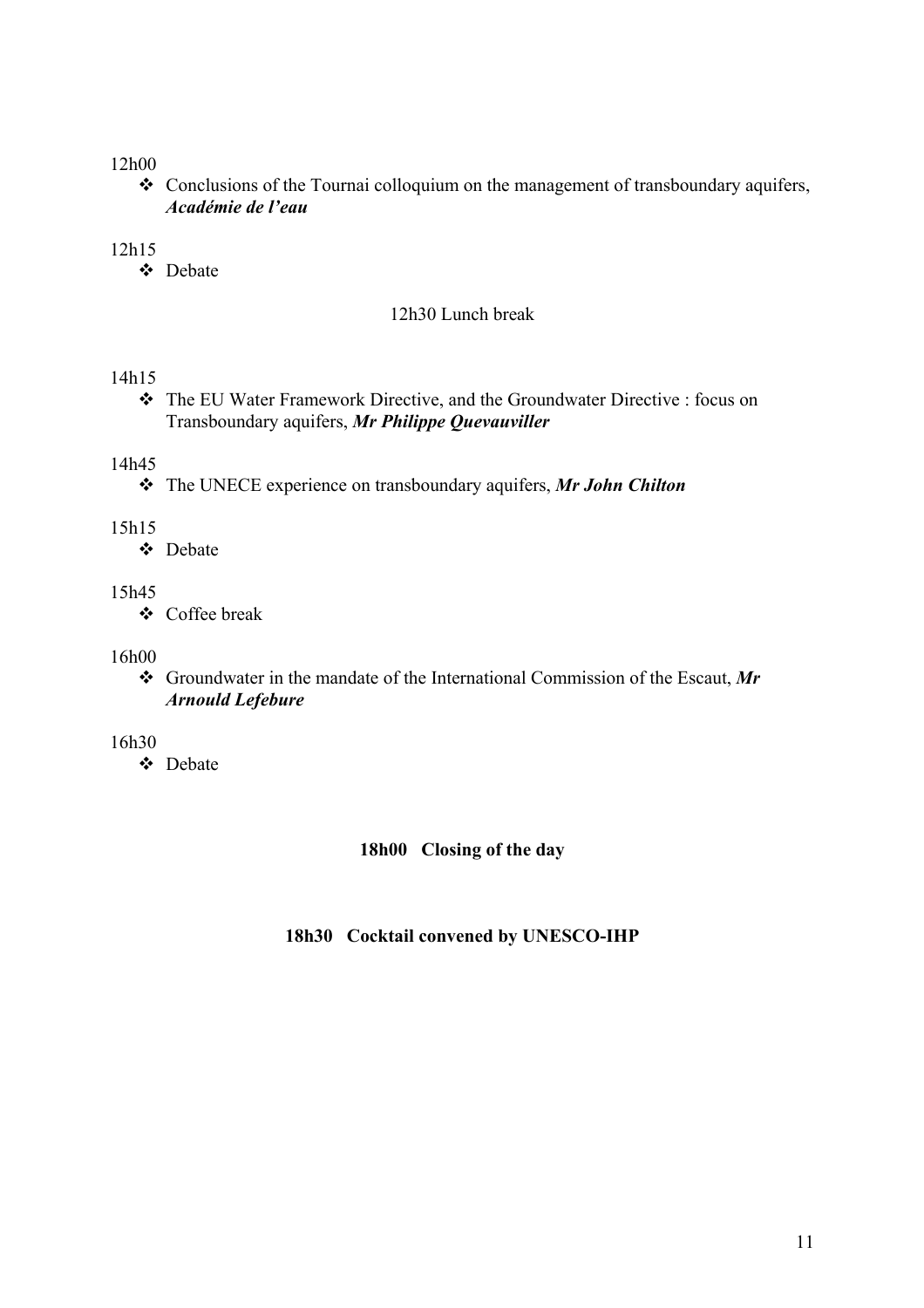12h00

- Conclusions of the Tournai colloquium on the management of transboundary aquifers, ***Académie de l'eau***

12h15

- Debate

12h30 Lunch break

14h15

- The EU Water Framework Directive, and the Groundwater Directive : focus on Transboundary aquifers, ***Mr Philippe Quevauviller***

14h45

- The UNECE experience on transboundary aquifers, ***Mr John Chilton***

15h15

- Debate

15h45

- Coffee break

16h00

- Groundwater in the mandate of the International Commission of the Escaut, ***Mr Arnould Lefebure***

16h30

- Debate

**18h00 Closing of the day**

**18h30 Cocktail convened by UNESCO-IHP**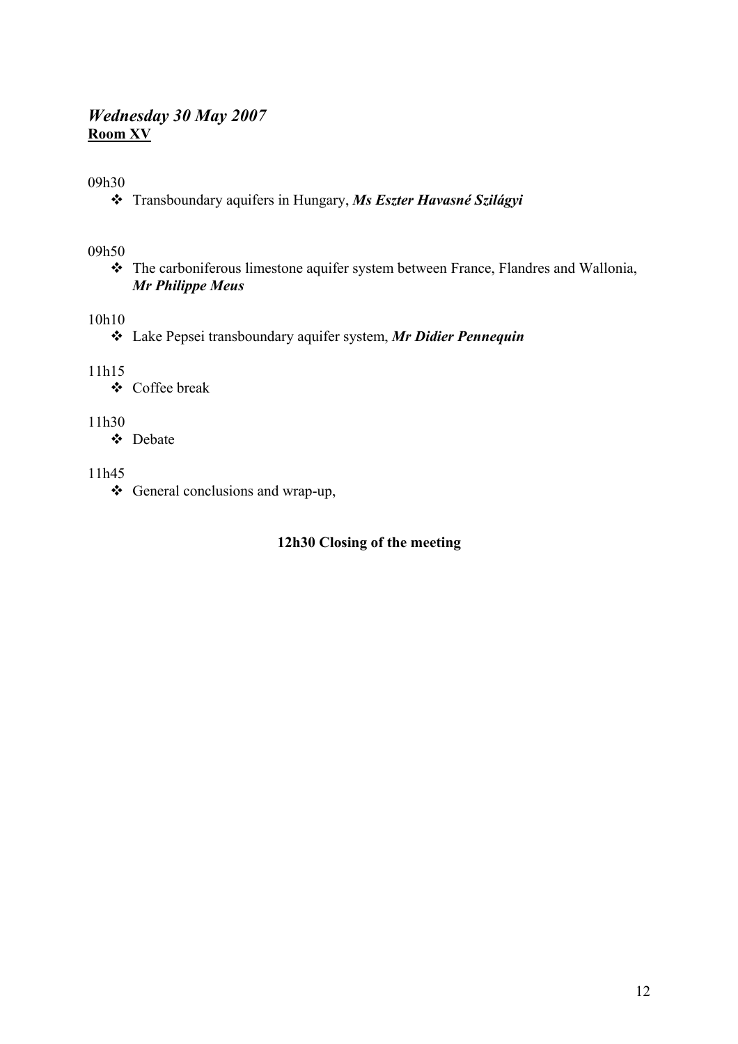## *Wednesday 30 May 2007*
**Room XV**

09h30

- Transboundary aquifers in Hungary, ***Ms Eszter Havasné Szilágyi***

09h50

- The carboniferous limestone aquifer system between France, Flandres and Wallonia, ***Mr Philippe Meus***

10h10

- Lake Pepsei transboundary aquifer system, ***Mr Didier Pennequin***

11h15

- Coffee break

11h30

- Debate

11h45

- General conclusions and wrap-up,

**12h30 Closing of the meeting**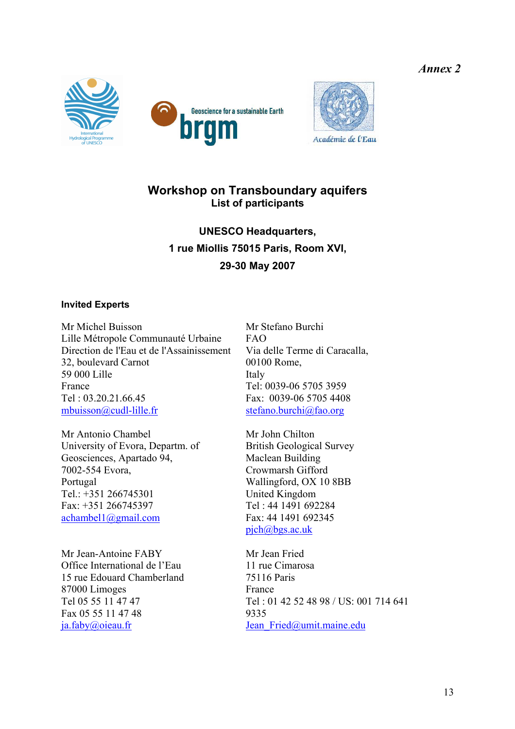*Annex 2*

**Workshop on Transboundary aquifers**
**List of participants**

**UNESCO Headquarters,**
**1 rue Miollis 75015 Paris, Room XVI,**
**29-30 May 2007**

### Invited Experts

Mr Michel Buisson
Lille Métropole Communauté Urbaine
Direction de l'Eau et de l'Assainissement
32, boulevard Carnot
59 000 Lille
France
Tel : 03.20.21.66.45
mbuisson@cudl-lille.fr

Mr Stefano Burchi
FAO
Via delle Terme di Caracalla,
00100 Rome,
Italy
Tel: 0039-06 5705 3959
Fax: 0039-06 5705 4408
stefano.burchi@fao.org

Mr Antonio Chambel
University of Evora, Departm. of Geosciences, Apartado 94,
7002-554 Evora,
Portugal
Tel.: +351 266745301
Fax: +351 266745397
achambel1@gmail.com

Mr John Chilton
British Geological Survey
Maclean Building
Crowmarsh Gifford
Wallingford, OX 10 8BB
United Kingdom
Tel : 44 1491 692284
Fax: 44 1491 692345
pjch@bgs.ac.uk

Mr Jean-Antoine FABY
Office International de l'Eau
15 rue Edouard Chamberland
87000 Limoges
Tel 05 55 11 47 47
Fax 05 55 11 47 48
ja.faby@oieau.fr

Mr Jean Fried
11 rue Cimarosa
75116 Paris
France
Tel : 01 42 52 48 98 / US: 001 714 641 9335
Jean_Fried@umit.maine.edu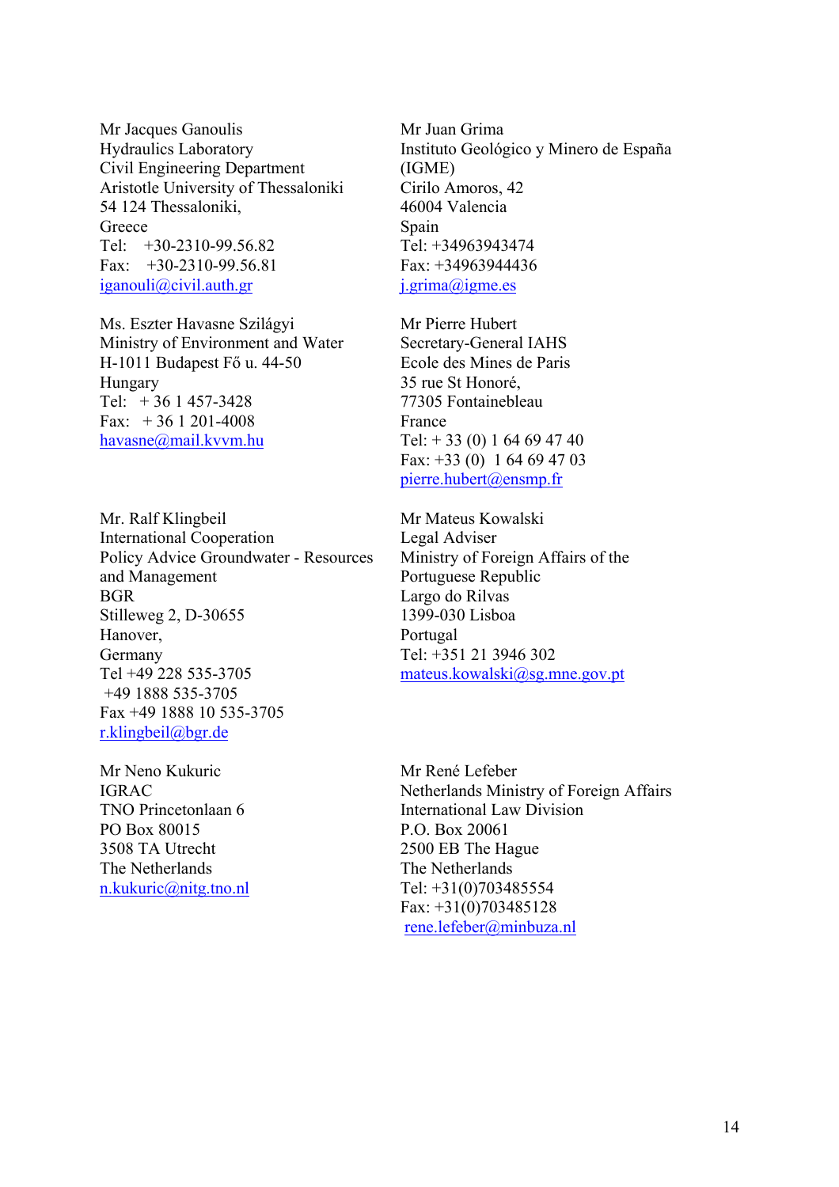Mr Jacques Ganoulis
Hydraulics Laboratory
Civil Engineering Department
Aristotle University of Thessaloniki
54 124 Thessaloniki,
Greece
Tel: +30-2310-99.56.82
Fax: +30-2310-99.56.81
iganouli@civil.auth.gr

Mr Juan Grima
Instituto Geológico y Minero de España
(IGME)
Cirilo Amoros, 42
46004 Valencia
Spain
Tel: +34963943474
Fax: +34963944436
j.grima@igme.es

Ms. Eszter Havasne Szilágyi
Ministry of Environment and Water
H-1011 Budapest Fő u. 44-50
Hungary
Tel: + 36 1 457-3428
Fax: + 36 1 201-4008
havasne@mail.kvvm.hu

Mr Pierre Hubert
Secretary-General IAHS
Ecole des Mines de Paris
35 rue St Honoré,
77305 Fontainebleau
France
Tel: + 33 (0) 1 64 69 47 40
Fax: +33 (0) 1 64 69 47 03
pierre.hubert@ensmp.fr

Mr. Ralf Klingbeil
International Cooperation
Policy Advice Groundwater - Resources and Management
BGR
Stilleweg 2, D-30655
Hanover,
Germany
Tel +49 228 535-3705
+49 1888 535-3705
Fax +49 1888 10 535-3705
r.klingbeil@bgr.de

Mr Mateus Kowalski
Legal Adviser
Ministry of Foreign Affairs of the Portuguese Republic
Largo do Rilvas
1399-030 Lisboa
Portugal
Tel: +351 21 3946 302
mateus.kowalski@sg.mne.gov.pt

Mr Neno Kukuric
IGRAC
TNO Princetonlaan 6
PO Box 80015
3508 TA Utrecht
The Netherlands
n.kukuric@nitg.tno.nl

Mr René Lefeber
Netherlands Ministry of Foreign Affairs
International Law Division
P.O. Box 20061
2500 EB The Hague
The Netherlands
Tel: +31(0)703485554
Fax: +31(0)703485128
rene.lefeber@minbuza.nl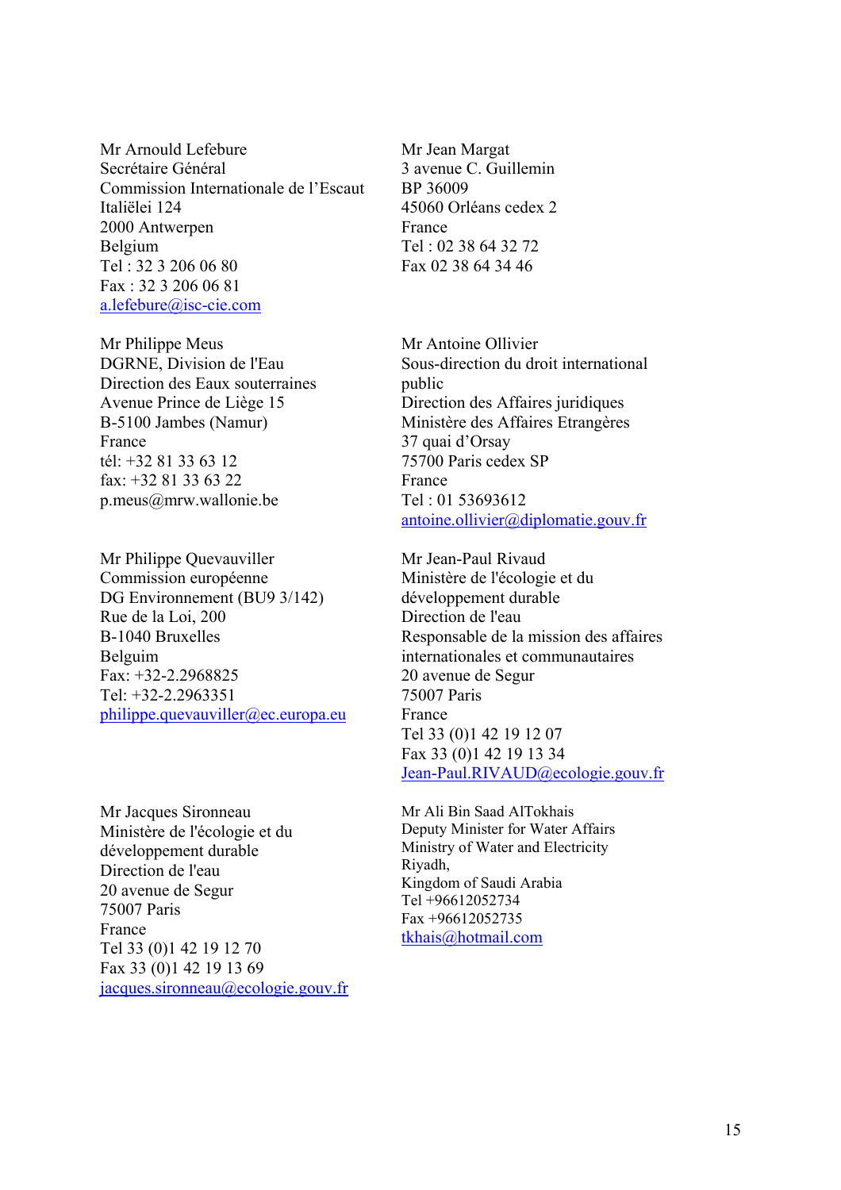Mr Arnould Lefebure
Secrétaire Général
Commission Internationale de l'Escaut
Italiëlei 124
2000 Antwerpen
Belgium
Tel : 32 3 206 06 80
Fax : 32 3 206 06 81
a.lefebure@isc-cie.com

Mr Jean Margat
3 avenue C. Guillemin
BP 36009
45060 Orléans cedex 2
France
Tel : 02 38 64 32 72
Fax 02 38 64 34 46

Mr Philippe Meus
DGRNE, Division de l'Eau
Direction des Eaux souterraines
Avenue Prince de Liège 15
B-5100 Jambes (Namur)
France
tél: +32 81 33 63 12
fax: +32 81 33 63 22
p.meus@mrw.wallonie.be

Mr Antoine Ollivier
Sous-direction du droit international public
Direction des Affaires juridiques
Ministère des Affaires Etrangères
37 quai d'Orsay
75700 Paris cedex SP
France
Tel : 01 53693612
antoine.ollivier@diplomatie.gouv.fr

Mr Philippe Quevauviller
Commission européenne
DG Environnement (BU9 3/142)
Rue de la Loi, 200
B-1040 Bruxelles
Belguim
Fax: +32-2.2968825
Tel: +32-2.2963351
philippe.quevauviller@ec.europa.eu

Mr Jean-Paul Rivaud
Ministère de l'écologie et du développement durable
Direction de l'eau
Responsable de la mission des affaires internationales et communautaires
20 avenue de Segur
75007 Paris
France
Tel 33 (0)1 42 19 12 07
Fax 33 (0)1 42 19 13 34
Jean-Paul.RIVAUD@ecologie.gouv.fr

Mr Jacques Sironneau
Ministère de l'écologie et du développement durable
Direction de l'eau
20 avenue de Segur
75007 Paris
France
Tel 33 (0)1 42 19 12 70
Fax 33 (0)1 42 19 13 69
jacques.sironneau@ecologie.gouv.fr

Mr Ali Bin Saad AlTokhais
Deputy Minister for Water Affairs
Ministry of Water and Electricity
Riyadh,
Kingdom of Saudi Arabia
Tel +96612052734
Fax +96612052735
tkhais@hotmail.com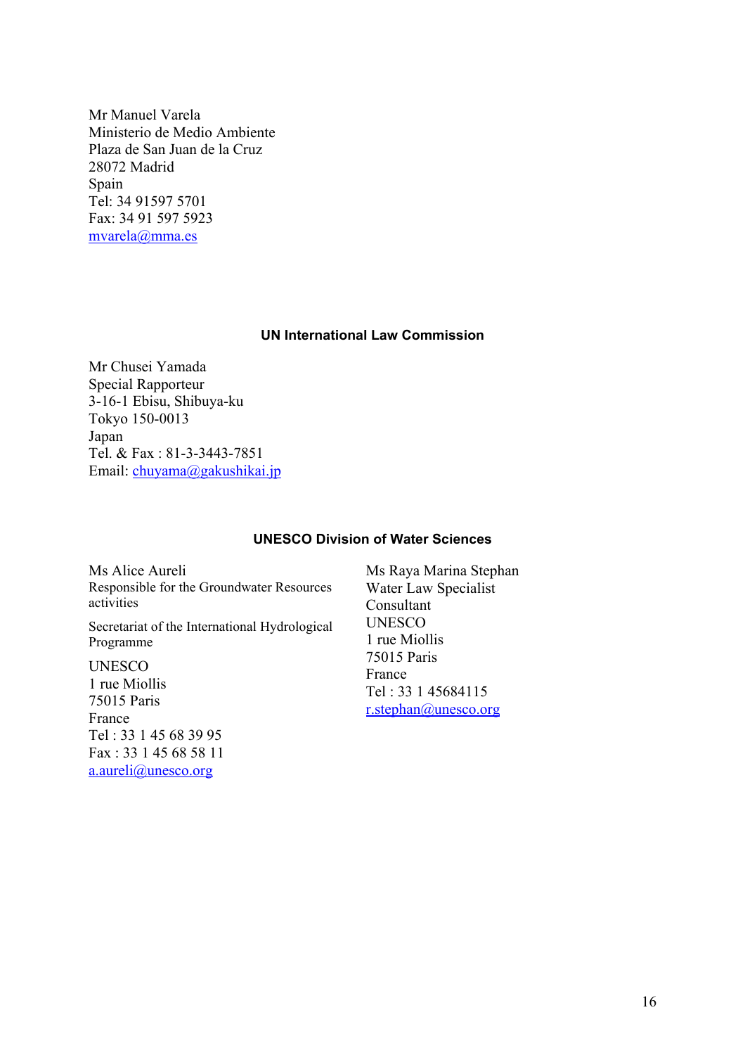Mr Manuel Varela
Ministerio de Medio Ambiente
Plaza de San Juan de la Cruz
28072 Madrid
Spain
Tel: 34 91597 5701
Fax: 34 91 597 5923
mvarela@mma.es

**UN International Law Commission**

Mr Chusei Yamada
Special Rapporteur
3-16-1 Ebisu, Shibuya-ku
Tokyo 150-0013
Japan
Tel. & Fax : 81-3-3443-7851
Email: chuyama@gakushikai.jp

**UNESCO Division of Water Sciences**

Ms Alice Aureli
Responsible for the Groundwater Resources activities

Secretariat of the International Hydrological Programme

UNESCO
1 rue Miollis
75015 Paris
France
Tel : 33 1 45 68 39 95
Fax : 33 1 45 68 58 11
a.aureli@unesco.org

Ms Raya Marina Stephan
Water Law Specialist
Consultant
UNESCO
1 rue Miollis
75015 Paris
France
Tel : 33 1 45684115
r.stephan@unesco.org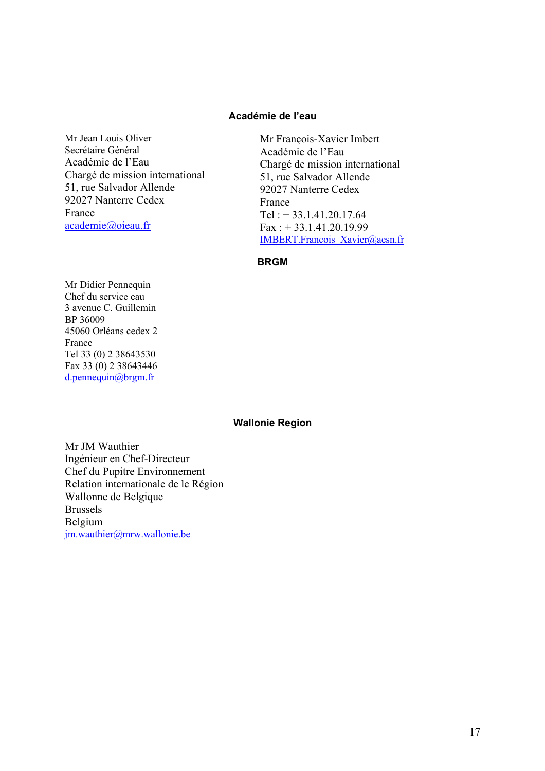**Académie de l'eau**

Mr Jean Louis Oliver
Secrétaire Général
Académie de l'Eau
Chargé de mission international
51, rue Salvador Allende
92027 Nanterre Cedex
France
academie@oieau.fr

Mr François-Xavier Imbert
Académie de l'Eau
Chargé de mission international
51, rue Salvador Allende
92027 Nanterre Cedex
France
Tel : + 33.1.41.20.17.64
Fax : + 33.1.41.20.19.99
IMBERT.Francois_Xavier@aesn.fr

**BRGM**

Mr Didier Pennequin
Chef du service eau
3 avenue C. Guillemin
BP 36009
45060 Orléans cedex 2
France
Tel 33 (0) 2 38643530
Fax 33 (0) 2 38643446
d.pennequin@brgm.fr

**Wallonie Region**

Mr JM Wauthier
Ingénieur en Chef-Directeur
Chef du Pupitre Environnement
Relation internationale de le Région
Wallonne de Belgique
Brussels
Belgium
jm.wauthier@mrw.wallonie.be